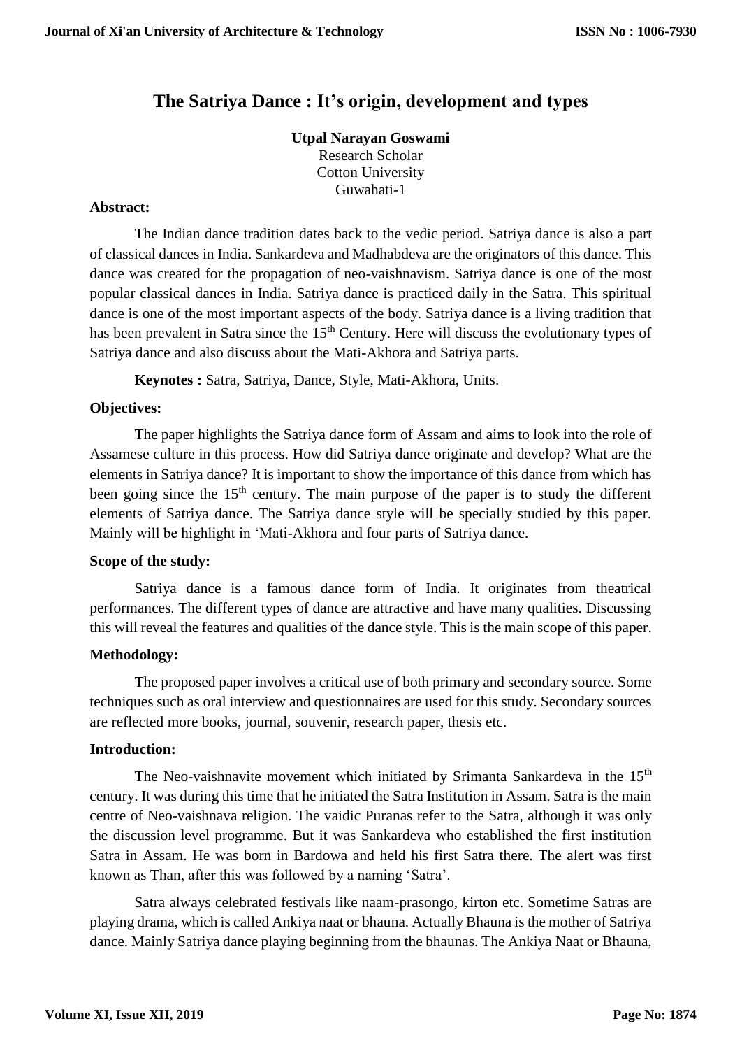# The Satriya Dance : It's origin, development and types

**Utpal Narayan Goswami**
Research Scholar
Cotton University
Guwahati-1

**Abstract:**

The Indian dance tradition dates back to the vedic period. Satriya dance is also a part of classical dances in India. Sankardeva and Madhabdeva are the originators of this dance. This dance was created for the propagation of neo-vaishnavism. Satriya dance is one of the most popular classical dances in India. Satriya dance is practiced daily in the Satra. This spiritual dance is one of the most important aspects of the body. Satriya dance is a living tradition that has been prevalent in Satra since the 15th Century. Here will discuss the evolutionary types of Satriya dance and also discuss about the Mati-Akhora and Satriya parts.

**Keynotes :** Satra, Satriya, Dance, Style, Mati-Akhora, Units.

**Objectives:**

The paper highlights the Satriya dance form of Assam and aims to look into the role of Assamese culture in this process. How did Satriya dance originate and develop? What are the elements in Satriya dance? It is important to show the importance of this dance from which has been going since the 15th century. The main purpose of the paper is to study the different elements of Satriya dance. The Satriya dance style will be specially studied by this paper. Mainly will be highlight in 'Mati-Akhora and four parts of Satriya dance.

**Scope of the study:**

Satriya dance is a famous dance form of India. It originates from theatrical performances. The different types of dance are attractive and have many qualities. Discussing this will reveal the features and qualities of the dance style. This is the main scope of this paper.

**Methodology:**

The proposed paper involves a critical use of both primary and secondary source. Some techniques such as oral interview and questionnaires are used for this study. Secondary sources are reflected more books, journal, souvenir, research paper, thesis etc.

**Introduction:**

The Neo-vaishnavite movement which initiated by Srimanta Sankardeva in the 15th century. It was during this time that he initiated the Satra Institution in Assam. Satra is the main centre of Neo-vaishnava religion. The vaidic Puranas refer to the Satra, although it was only the discussion level programme. But it was Sankardeva who established the first institution Satra in Assam. He was born in Bardowa and held his first Satra there. The alert was first known as Than, after this was followed by a naming 'Satra'.

Satra always celebrated festivals like naam-prasongo, kirton etc. Sometime Satras are playing drama, which is called Ankiya naat or bhauna. Actually Bhauna is the mother of Satriya dance. Mainly Satriya dance playing beginning from the bhaunas. The Ankiya Naat or Bhauna,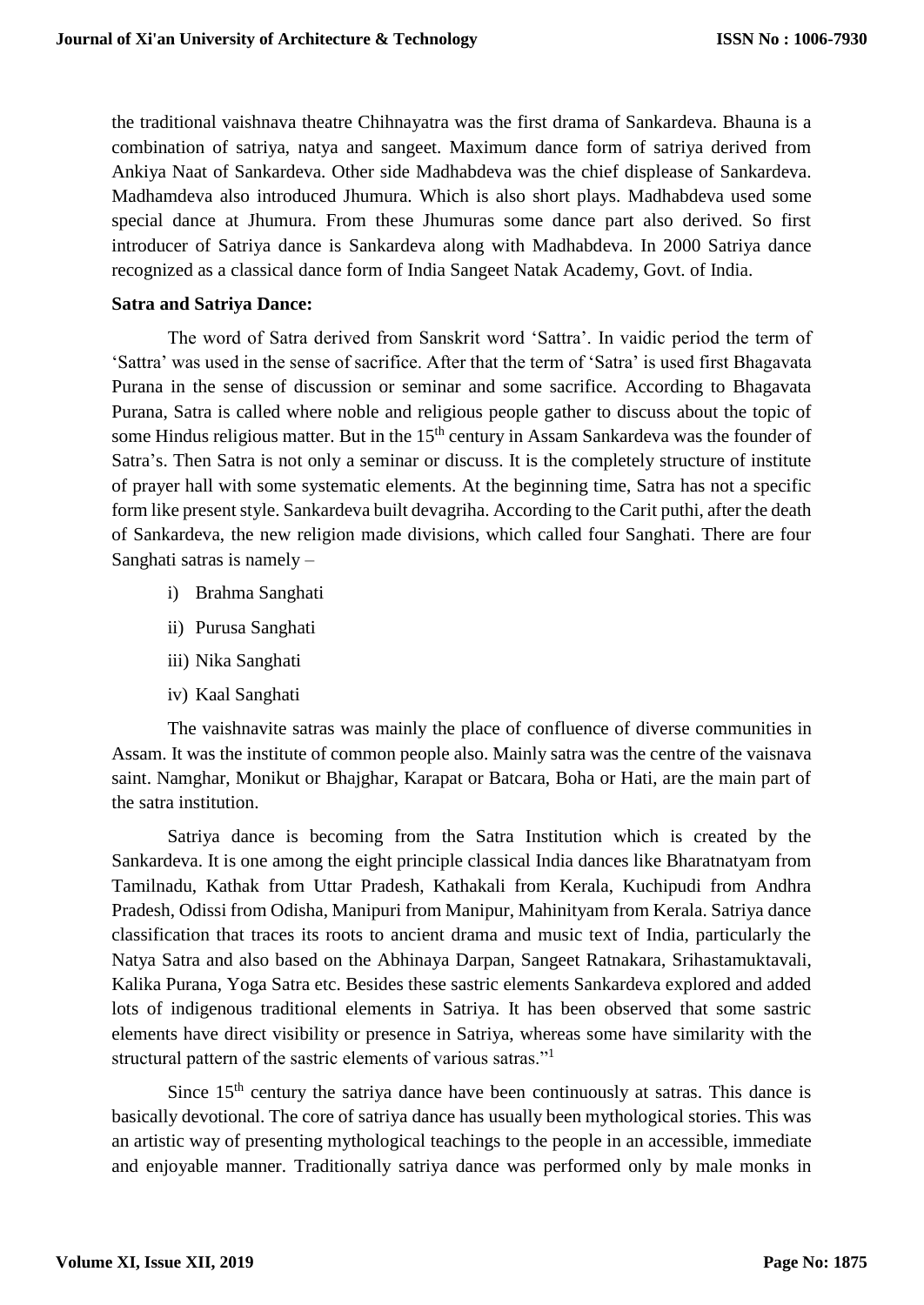the traditional vaishnava theatre Chihnayatra was the first drama of Sankardeva. Bhauna is a combination of satriya, natya and sangeet. Maximum dance form of satriya derived from Ankiya Naat of Sankardeva. Other side Madhabdeva was the chief displease of Sankardeva. Madhamdeva also introduced Jhumura. Which is also short plays. Madhabdeva used some special dance at Jhumura. From these Jhumuras some dance part also derived. So first introducer of Satriya dance is Sankardeva along with Madhabdeva. In 2000 Satriya dance recognized as a classical dance form of India Sangeet Natak Academy, Govt. of India.

**Satra and Satriya Dance:**

The word of Satra derived from Sanskrit word 'Sattra'. In vaidic period the term of 'Sattra' was used in the sense of sacrifice. After that the term of 'Satra' is used first Bhagavata Purana in the sense of discussion or seminar and some sacrifice. According to Bhagavata Purana, Satra is called where noble and religious people gather to discuss about the topic of some Hindus religious matter. But in the 15th century in Assam Sankardeva was the founder of Satra's. Then Satra is not only a seminar or discuss. It is the completely structure of institute of prayer hall with some systematic elements. At the beginning time, Satra has not a specific form like present style. Sankardeva built devagriha. According to the Carit puthi, after the death of Sankardeva, the new religion made divisions, which called four Sanghati. There are four Sanghati satras is namely –

i) Brahma Sanghati

ii) Purusa Sanghati

iii) Nika Sanghati

iv) Kaal Sanghati

The vaishnavite satras was mainly the place of confluence of diverse communities in Assam. It was the institute of common people also. Mainly satra was the centre of the vaisnava saint. Namghar, Monikut or Bhajghar, Karapat or Batcara, Boha or Hati, are the main part of the satra institution.

Satriya dance is becoming from the Satra Institution which is created by the Sankardeva. It is one among the eight principle classical India dances like Bharatnatyam from Tamilnadu, Kathak from Uttar Pradesh, Kathakali from Kerala, Kuchipudi from Andhra Pradesh, Odissi from Odisha, Manipuri from Manipur, Mahinityam from Kerala. Satriya dance classification that traces its roots to ancient drama and music text of India, particularly the Natya Satra and also based on the Abhinaya Darpan, Sangeet Ratnakara, Srihastamuktavali, Kalika Purana, Yoga Satra etc. Besides these sastric elements Sankardeva explored and added lots of indigenous traditional elements in Satriya. It has been observed that some sastric elements have direct visibility or presence in Satriya, whereas some have similarity with the structural pattern of the sastric elements of various satras."[1]

Since 15th century the satriya dance have been continuously at satras. This dance is basically devotional. The core of satriya dance has usually been mythological stories. This was an artistic way of presenting mythological teachings to the people in an accessible, immediate and enjoyable manner. Traditionally satriya dance was performed only by male monks in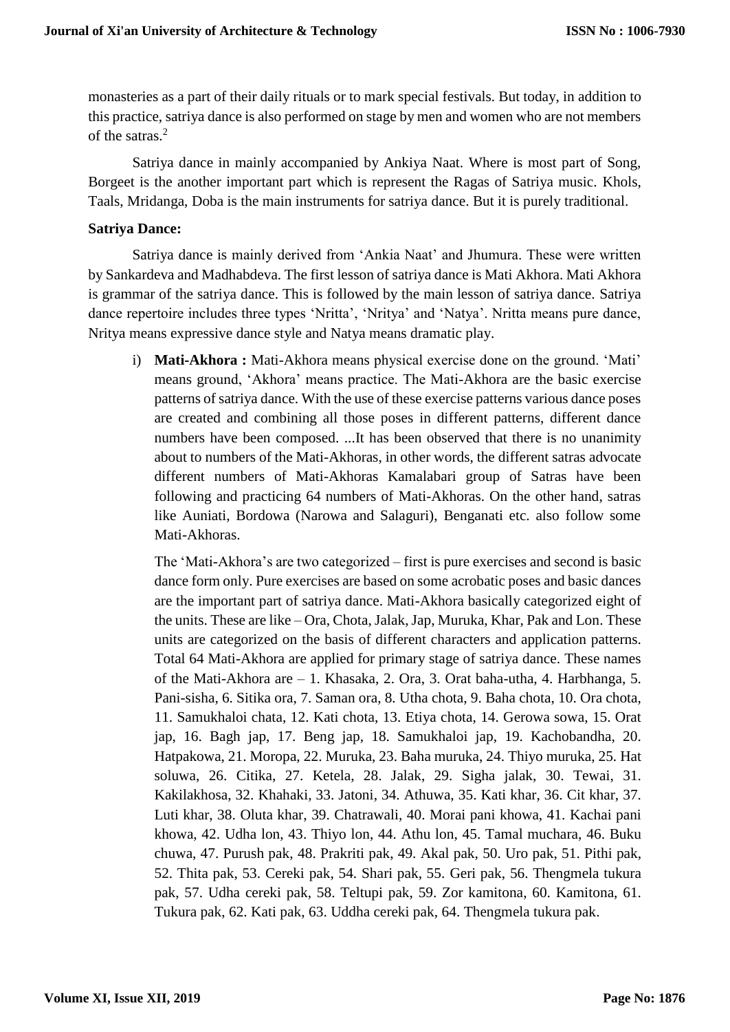monasteries as a part of their daily rituals or to mark special festivals. But today, in addition to this practice, satriya dance is also performed on stage by men and women who are not members of the satras.[2]

Satriya dance in mainly accompanied by Ankiya Naat. Where is most part of Song, Borgeet is the another important part which is represent the Ragas of Satriya music. Khols, Taals, Mridanga, Doba is the main instruments for satriya dance. But it is purely traditional.

**Satriya Dance:**

Satriya dance is mainly derived from 'Ankia Naat' and Jhumura. These were written by Sankardeva and Madhabdeva. The first lesson of satriya dance is Mati Akhora. Mati Akhora is grammar of the satriya dance. This is followed by the main lesson of satriya dance. Satriya dance repertoire includes three types 'Nritta', 'Nritya' and 'Natya'. Nritta means pure dance, Nritya means expressive dance style and Natya means dramatic play.

i) **Mati-Akhora :** Mati-Akhora means physical exercise done on the ground. 'Mati' means ground, 'Akhora' means practice. The Mati-Akhora are the basic exercise patterns of satriya dance. With the use of these exercise patterns various dance poses are created and combining all those poses in different patterns, different dance numbers have been composed. ...It has been observed that there is no unanimity about to numbers of the Mati-Akhoras, in other words, the different satras advocate different numbers of Mati-Akhoras Kamalabari group of Satras have been following and practicing 64 numbers of Mati-Akhoras. On the other hand, satras like Auniati, Bordowa (Narowa and Salaguri), Benganati etc. also follow some Mati-Akhoras.

The 'Mati-Akhora's are two categorized – first is pure exercises and second is basic dance form only. Pure exercises are based on some acrobatic poses and basic dances are the important part of satriya dance. Mati-Akhora basically categorized eight of the units. These are like – Ora, Chota, Jalak, Jap, Muruka, Khar, Pak and Lon. These units are categorized on the basis of different characters and application patterns. Total 64 Mati-Akhora are applied for primary stage of satriya dance. These names of the Mati-Akhora are – 1. Khasaka, 2. Ora, 3. Orat baha-utha, 4. Harbhanga, 5. Pani-sisha, 6. Sitika ora, 7. Saman ora, 8. Utha chota, 9. Baha chota, 10. Ora chota, 11. Samukhaloi chata, 12. Kati chota, 13. Etiya chota, 14. Gerowa sowa, 15. Orat jap, 16. Bagh jap, 17. Beng jap, 18. Samukhaloi jap, 19. Kachobandha, 20. Hatpakowa, 21. Moropa, 22. Muruka, 23. Baha muruka, 24. Thiyo muruka, 25. Hat soluwa, 26. Citika, 27. Ketela, 28. Jalak, 29. Sigha jalak, 30. Tewai, 31. Kakilakhosa, 32. Khahaki, 33. Jatoni, 34. Athuwa, 35. Kati khar, 36. Cit khar, 37. Luti khar, 38. Oluta khar, 39. Chatrawali, 40. Morai pani khowa, 41. Kachai pani khowa, 42. Udha lon, 43. Thiyo lon, 44. Athu lon, 45. Tamal muchara, 46. Buku chuwa, 47. Purush pak, 48. Prakriti pak, 49. Akal pak, 50. Uro pak, 51. Pithi pak, 52. Thita pak, 53. Cereki pak, 54. Shari pak, 55. Geri pak, 56. Thengmela tukura pak, 57. Udha cereki pak, 58. Teltupi pak, 59. Zor kamitona, 60. Kamitona, 61. Tukura pak, 62. Kati pak, 63. Uddha cereki pak, 64. Thengmela tukura pak.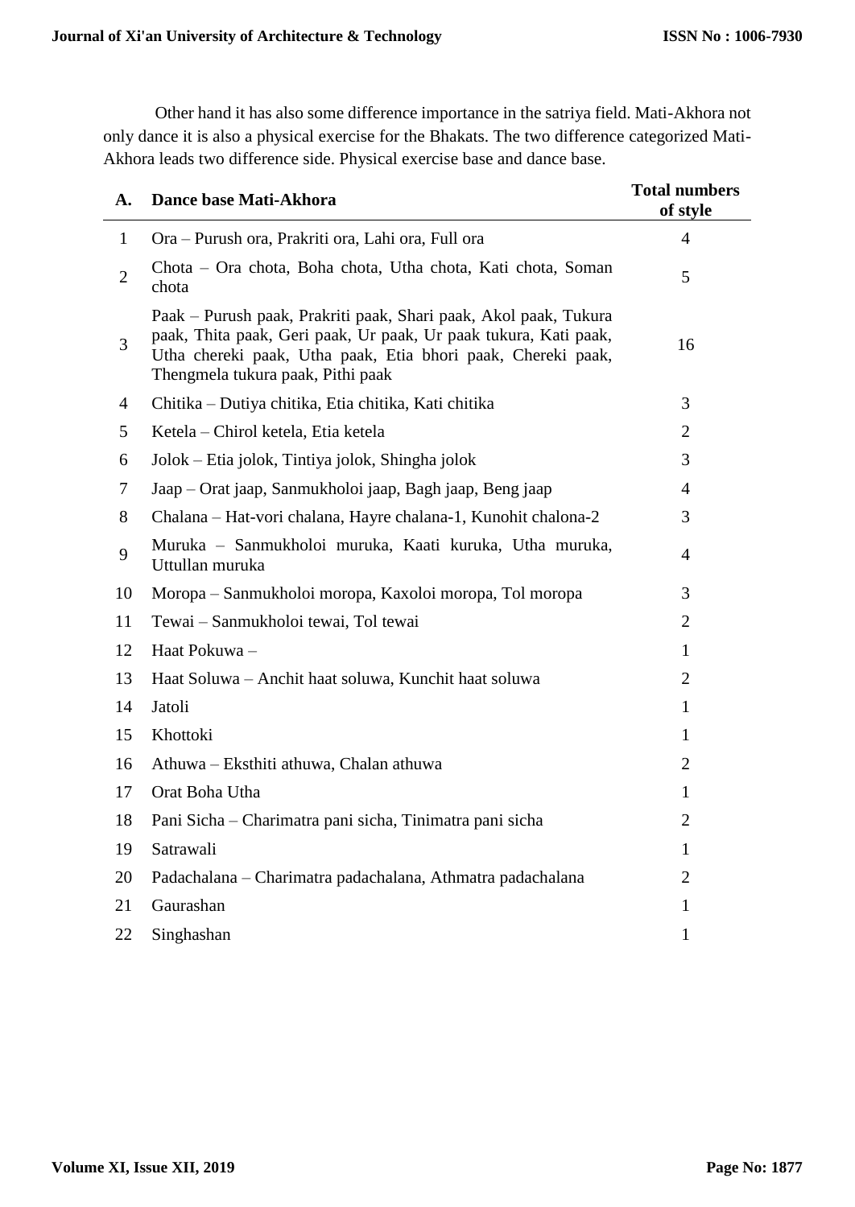Other hand it has also some difference importance in the satriya field. Mati-Akhora not only dance it is also a physical exercise for the Bhakats. The two difference categorized Mati-Akhora leads two difference side. Physical exercise base and dance base.

| A. | Dance base Mati-Akhora | Total numbers of style |
|---|---|---|
| 1 | Ora – Purush ora, Prakriti ora, Lahi ora, Full ora | 4 |
| 2 | Chota – Ora chota, Boha chota, Utha chota, Kati chota, Soman chota | 5 |
| 3 | Paak – Purush paak, Prakriti paak, Shari paak, Akol paak, Tukura paak, Thita paak, Geri paak, Ur paak, Ur paak tukura, Kati paak, Utha chereki paak, Utha paak, Etia bhori paak, Chereki paak, Thengmela tukura paak, Pithi paak | 16 |
| 4 | Chitika – Dutiya chitika, Etia chitika, Kati chitika | 3 |
| 5 | Ketela – Chirol ketela, Etia ketela | 2 |
| 6 | Jolok – Etia jolok, Tintiya jolok, Shingha jolok | 3 |
| 7 | Jaap – Orat jaap, Sanmukholoi jaap, Bagh jaap, Beng jaap | 4 |
| 8 | Chalana – Hat-vori chalana, Hayre chalana-1, Kunohit chalona-2 | 3 |
| 9 | Muruka – Sanmukholoi muruka, Kaati kuruka, Utha muruka, Uttullan muruka | 4 |
| 10 | Moropa – Sanmukholoi moropa, Kaxoloi moropa, Tol moropa | 3 |
| 11 | Tewai – Sanmukholoi tewai, Tol tewai | 2 |
| 12 | Haat Pokuwa – | 1 |
| 13 | Haat Soluwa – Anchit haat soluwa, Kunchit haat soluwa | 2 |
| 14 | Jatoli | 1 |
| 15 | Khottoki | 1 |
| 16 | Athuwa – Eksthiti athuwa, Chalan athuwa | 2 |
| 17 | Orat Boha Utha | 1 |
| 18 | Pani Sicha – Charimatra pani sicha, Tinimatra pani sicha | 2 |
| 19 | Satrawali | 1 |
| 20 | Padachalana – Charimatra padachalana, Athmatra padachalana | 2 |
| 21 | Gaurashan | 1 |
| 22 | Singhashan | 1 |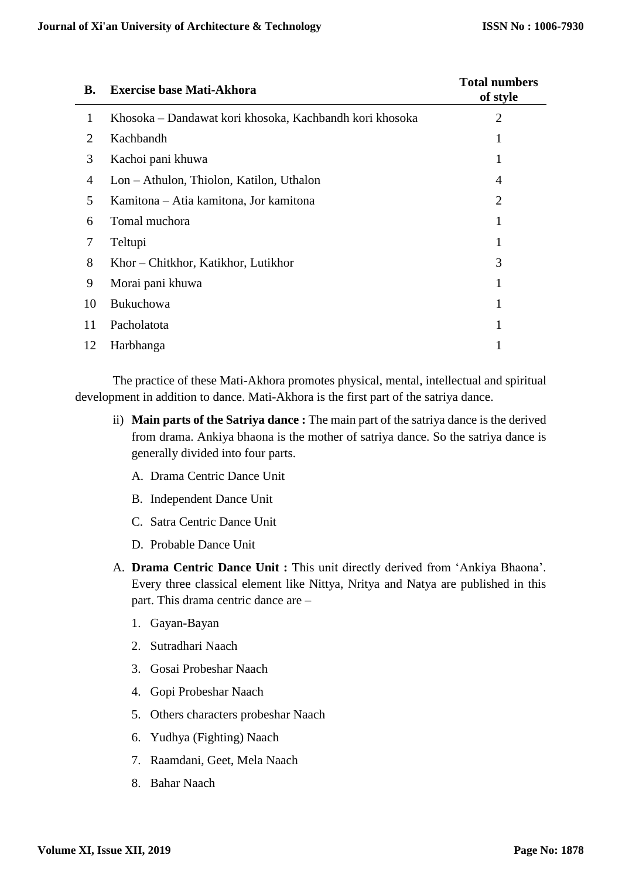| B. | Exercise base Mati-Akhora | Total numbers of style |
|---|---|---|
| 1 | Khosoka – Dandawat kori khosoka, Kachbandh kori khosoka | 2 |
| 2 | Kachbandh | 1 |
| 3 | Kachoi pani khuwa | 1 |
| 4 | Lon – Athulon, Thiolon, Katilon, Uthalon | 4 |
| 5 | Kamitona – Atia kamitona, Jor kamitona | 2 |
| 6 | Tomal muchora | 1 |
| 7 | Teltupi | 1 |
| 8 | Khor – Chitkhor, Katikhor, Lutikhor | 3 |
| 9 | Morai pani khuwa | 1 |
| 10 | Bukuchowa | 1 |
| 11 | Pacholatota | 1 |
| 12 | Harbhanga | 1 |

The practice of these Mati-Akhora promotes physical, mental, intellectual and spiritual development in addition to dance. Mati-Akhora is the first part of the satriya dance.

ii) **Main parts of the Satriya dance :** The main part of the satriya dance is the derived from drama. Ankiya bhaona is the mother of satriya dance. So the satriya dance is generally divided into four parts.

A. Drama Centric Dance Unit

B. Independent Dance Unit

C. Satra Centric Dance Unit

D. Probable Dance Unit

A. **Drama Centric Dance Unit :** This unit directly derived from 'Ankiya Bhaona'. Every three classical element like Nittya, Nritya and Natya are published in this part. This drama centric dance are –

1. Gayan-Bayan
2. Sutradhari Naach
3. Gosai Probeshar Naach
4. Gopi Probeshar Naach
5. Others characters probeshar Naach
6. Yudhya (Fighting) Naach
7. Raamdani, Geet, Mela Naach
8. Bahar Naach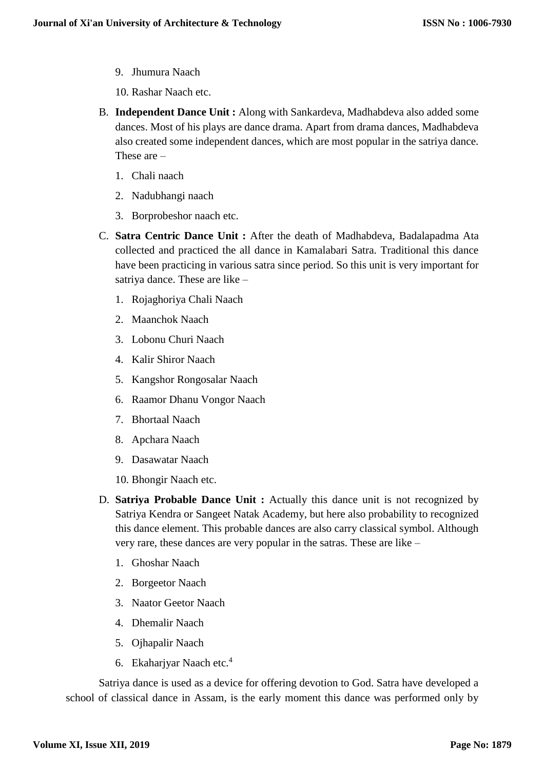9. Jhumura Naach
10. Rashar Naach etc.

B. **Independent Dance Unit :** Along with Sankardeva, Madhabdeva also added some dances. Most of his plays are dance drama. Apart from drama dances, Madhabdeva also created some independent dances, which are most popular in the satriya dance. These are –

1. Chali naach
2. Nadubhangi naach
3. Borprobeshor naach etc.

C. **Satra Centric Dance Unit :** After the death of Madhabdeva, Badalapadma Ata collected and practiced the all dance in Kamalabari Satra. Traditional this dance have been practicing in various satra since period. So this unit is very important for satriya dance. These are like –

1. Rojaghoriya Chali Naach
2. Maanchok Naach
3. Lobonu Churi Naach
4. Kalir Shiror Naach
5. Kangshor Rongosalar Naach
6. Raamor Dhanu Vongor Naach
7. Bhortaal Naach
8. Apchara Naach
9. Dasawatar Naach
10. Bhongir Naach etc.

D. **Satriya Probable Dance Unit :** Actually this dance unit is not recognized by Satriya Kendra or Sangeet Natak Academy, but here also probability to recognized this dance element. This probable dances are also carry classical symbol. Although very rare, these dances are very popular in the satras. These are like –

1. Ghoshar Naach
2. Borgeetor Naach
3. Naator Geetor Naach
4. Dhemalir Naach
5. Ojhapalir Naach
6. Ekaharjyar Naach etc.[4]

Satriya dance is used as a device for offering devotion to God. Satra have developed a school of classical dance in Assam, is the early moment this dance was performed only by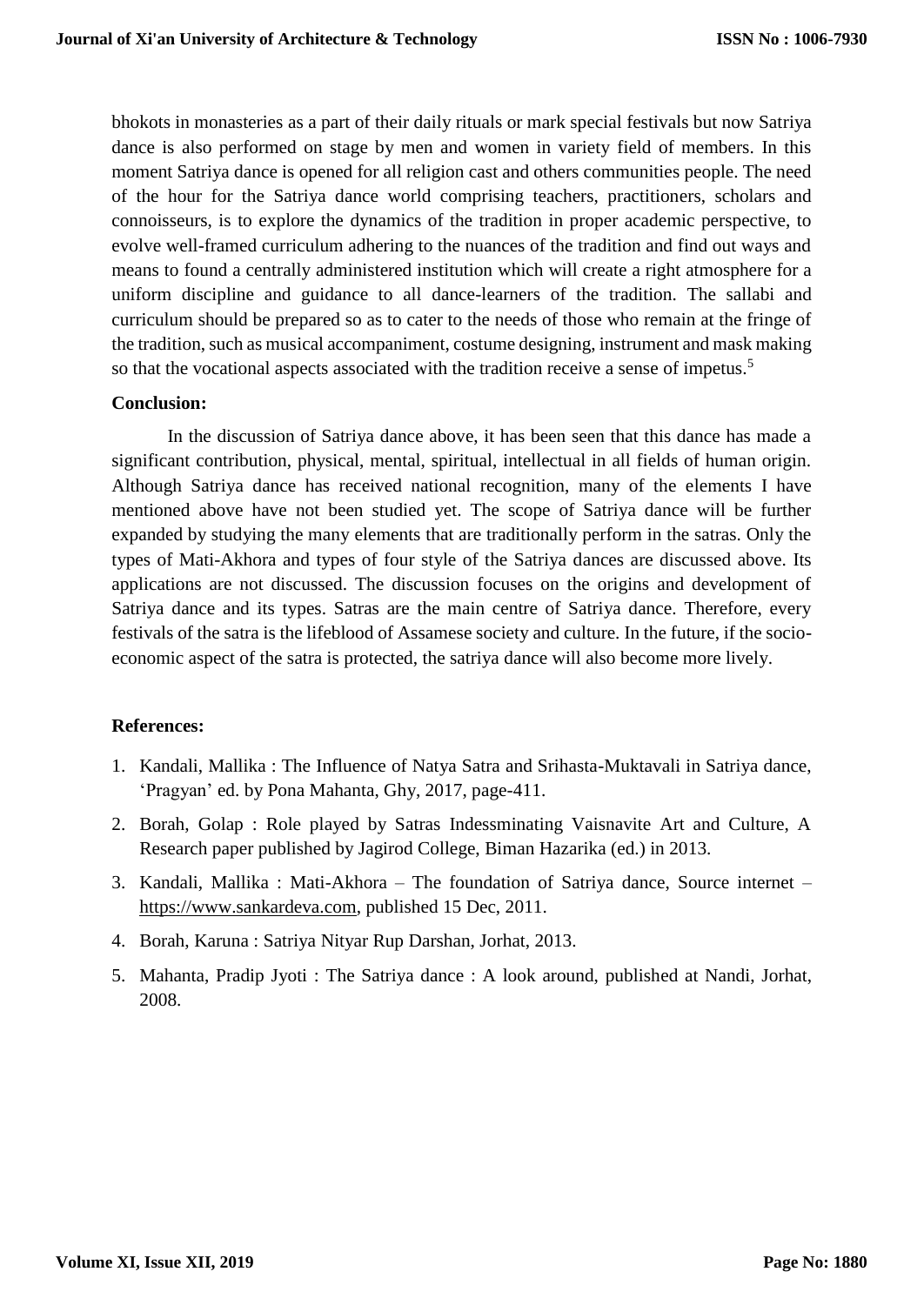bhokots in monasteries as a part of their daily rituals or mark special festivals but now Satriya dance is also performed on stage by men and women in variety field of members. In this moment Satriya dance is opened for all religion cast and others communities people. The need of the hour for the Satriya dance world comprising teachers, practitioners, scholars and connoisseurs, is to explore the dynamics of the tradition in proper academic perspective, to evolve well-framed curriculum adhering to the nuances of the tradition and find out ways and means to found a centrally administered institution which will create a right atmosphere for a uniform discipline and guidance to all dance-learners of the tradition. The sallabi and curriculum should be prepared so as to cater to the needs of those who remain at the fringe of the tradition, such as musical accompaniment, costume designing, instrument and mask making so that the vocational aspects associated with the tradition receive a sense of impetus.[5]

**Conclusion:**

In the discussion of Satriya dance above, it has been seen that this dance has made a significant contribution, physical, mental, spiritual, intellectual in all fields of human origin. Although Satriya dance has received national recognition, many of the elements I have mentioned above have not been studied yet. The scope of Satriya dance will be further expanded by studying the many elements that are traditionally perform in the satras. Only the types of Mati-Akhora and types of four style of the Satriya dances are discussed above. Its applications are not discussed. The discussion focuses on the origins and development of Satriya dance and its types. Satras are the main centre of Satriya dance. Therefore, every festivals of the satra is the lifeblood of Assamese society and culture. In the future, if the socio-economic aspect of the satra is protected, the satriya dance will also become more lively.

**References:**

1. Kandali, Mallika : The Influence of Natya Satra and Srihasta-Muktavali in Satriya dance, 'Pragyan' ed. by Pona Mahanta, Ghy, 2017, page-411.
2. Borah, Golap : Role played by Satras Indessminating Vaisnavite Art and Culture, A Research paper published by Jagirod College, Biman Hazarika (ed.) in 2013.
3. Kandali, Mallika : Mati-Akhora – The foundation of Satriya dance, Source internet – https://www.sankardeva.com, published 15 Dec, 2011.
4. Borah, Karuna : Satriya Nityar Rup Darshan, Jorhat, 2013.
5. Mahanta, Pradip Jyoti : The Satriya dance : A look around, published at Nandi, Jorhat, 2008.